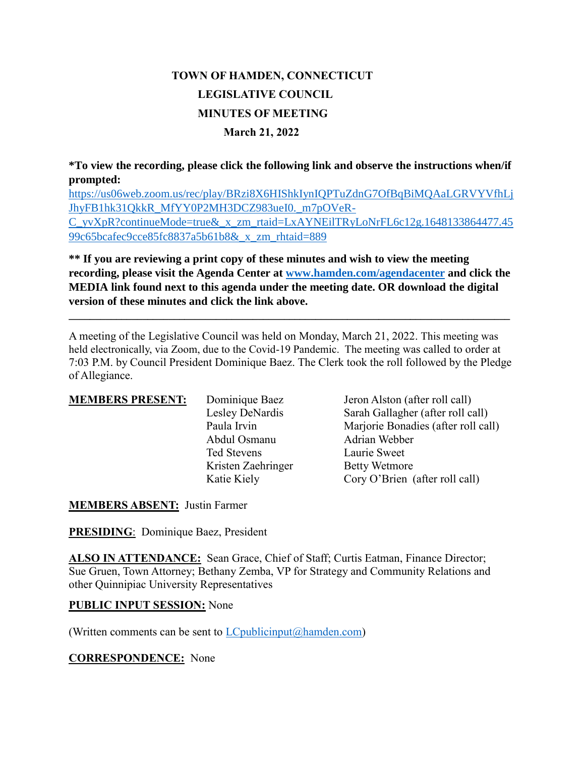# TOWN OF HAMDEN, CONNECTICUT
## LEGISLATIVE COUNCIL
## MINUTES OF MEETING
### March 21, 2022

**\*To view the recording, please click the following link and observe the instructions when/if prompted:**
https://us06web.zoom.us/rec/play/BRzi8X6HIShkIynIQPTuZdnG7OfBqBiMQAaLGRVYVfhLjJhyFB1hk31QkkR_MfYY0P2MH3DCZ983ueI0._m7pOVeR-C_yvXpR?continueMode=true&_x_zm_rtaid=LxAYNEilTRyLoNrFL6c12g.1648133864477.4599c65bcafec9cce85fc8837a5b61b8&_x_zm_rhtaid=889

**\*\* If you are reviewing a print copy of these minutes and wish to view the meeting recording, please visit the Agenda Center at www.hamden.com/agendacenter and click the MEDIA link found next to this agenda under the meeting date. OR download the digital version of these minutes and click the link above.**

---

A meeting of the Legislative Council was held on Monday, March 21, 2022. This meeting was held electronically, via Zoom, due to the Covid-19 Pandemic. The meeting was called to order at 7:03 P.M. by Council President Dominique Baez. The Clerk took the roll followed by the Pledge of Allegiance.

**MEMBERS PRESENT:**

Dominique Baez
Lesley DeNardis
Paula Irvin
Abdul Osmanu
Ted Stevens
Kristen Zaehringer
Katie Kiely
Jeron Alston (after roll call)
Sarah Gallagher (after roll call)
Marjorie Bonadies (after roll call)
Adrian Webber
Laurie Sweet
Betty Wetmore
Cory O'Brien (after roll call)

**MEMBERS ABSENT:** Justin Farmer

**PRESIDING**: Dominique Baez, President

**ALSO IN ATTENDANCE:** Sean Grace, Chief of Staff; Curtis Eatman, Finance Director; Sue Gruen, Town Attorney; Bethany Zemba, VP for Strategy and Community Relations and other Quinnipiac University Representatives

**PUBLIC INPUT SESSION:** None

(Written comments can be sent to LCpublicinput@hamden.com)

**CORRESPONDENCE:** None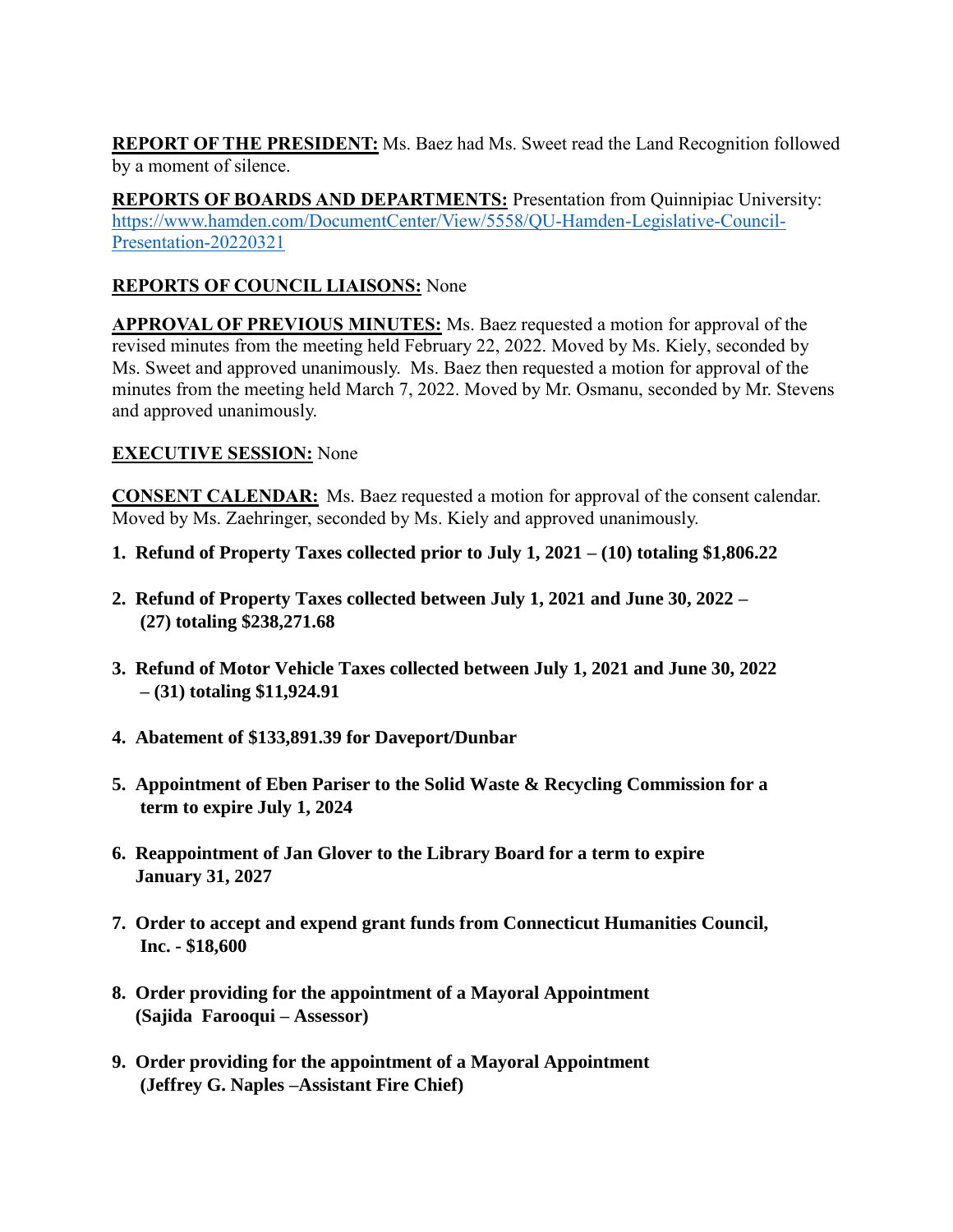**REPORT OF THE PRESIDENT:** Ms. Baez had Ms. Sweet read the Land Recognition followed by a moment of silence.

**REPORTS OF BOARDS AND DEPARTMENTS:** Presentation from Quinnipiac University: https://www.hamden.com/DocumentCenter/View/5558/QU-Hamden-Legislative-Council-Presentation-20220321

**REPORTS OF COUNCIL LIAISONS:** None

**APPROVAL OF PREVIOUS MINUTES:** Ms. Baez requested a motion for approval of the revised minutes from the meeting held February 22, 2022. Moved by Ms. Kiely, seconded by Ms. Sweet and approved unanimously. Ms. Baez then requested a motion for approval of the minutes from the meeting held March 7, 2022. Moved by Mr. Osmanu, seconded by Mr. Stevens and approved unanimously.

**EXECUTIVE SESSION:** None

**CONSENT CALENDAR:** Ms. Baez requested a motion for approval of the consent calendar. Moved by Ms. Zaehringer, seconded by Ms. Kiely and approved unanimously.

1. **Refund of Property Taxes collected prior to July 1, 2021 – (10) totaling $1,806.22**
2. **Refund of Property Taxes collected between July 1, 2021 and June 30, 2022 – (27) totaling $238,271.68**
3. **Refund of Motor Vehicle Taxes collected between July 1, 2021 and June 30, 2022 – (31) totaling $11,924.91**
4. **Abatement of $133,891.39 for Daveport/Dunbar**
5. **Appointment of Eben Pariser to the Solid Waste & Recycling Commission for a term to expire July 1, 2024**
6. **Reappointment of Jan Glover to the Library Board for a term to expire January 31, 2027**
7. **Order to accept and expend grant funds from Connecticut Humanities Council, Inc. - $18,600**
8. **Order providing for the appointment of a Mayoral Appointment (Sajida Farooqui – Assessor)**
9. **Order providing for the appointment of a Mayoral Appointment (Jeffrey G. Naples –Assistant Fire Chief)**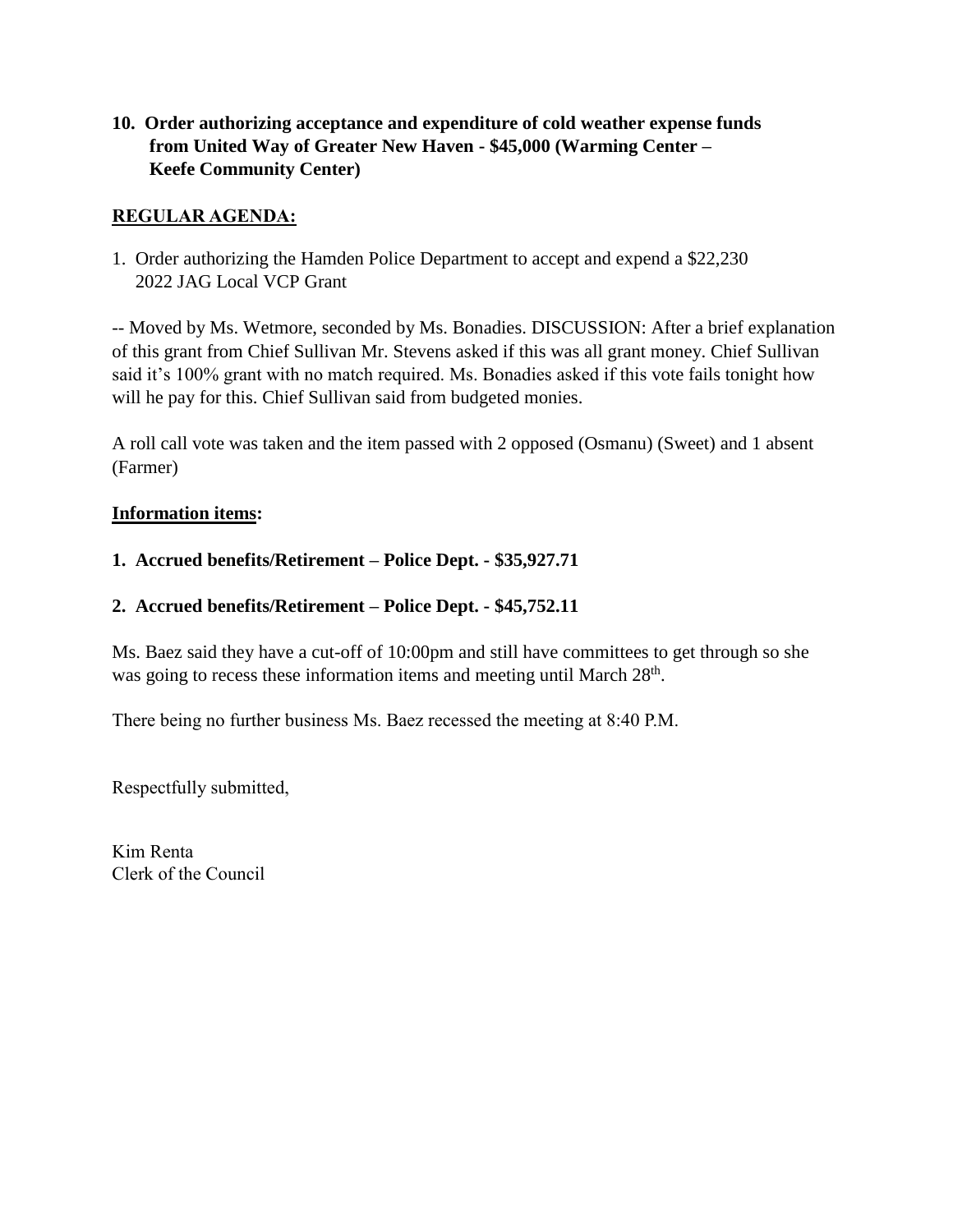**10. Order authorizing acceptance and expenditure of cold weather expense funds from United Way of Greater New Haven - $45,000 (Warming Center – Keefe Community Center)**

**REGULAR AGENDA:**

1. Order authorizing the Hamden Police Department to accept and expend a $22,230 2022 JAG Local VCP Grant

-- Moved by Ms. Wetmore, seconded by Ms. Bonadies. DISCUSSION: After a brief explanation of this grant from Chief Sullivan Mr. Stevens asked if this was all grant money. Chief Sullivan said it's 100% grant with no match required. Ms. Bonadies asked if this vote fails tonight how will he pay for this. Chief Sullivan said from budgeted monies.

A roll call vote was taken and the item passed with 2 opposed (Osmanu) (Sweet) and 1 absent (Farmer)

**Information items:**

**1. Accrued benefits/Retirement – Police Dept. - $35,927.71**

**2. Accrued benefits/Retirement – Police Dept. - $45,752.11**

Ms. Baez said they have a cut-off of 10:00pm and still have committees to get through so she was going to recess these information items and meeting until March 28th.

There being no further business Ms. Baez recessed the meeting at 8:40 P.M.

Respectfully submitted,

Kim Renta
Clerk of the Council